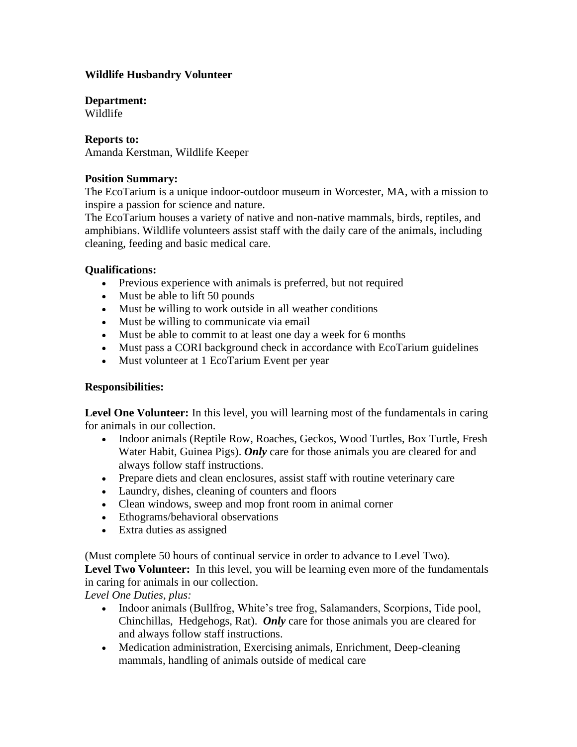**Wildlife Husbandry Volunteer**

**Department:**
Wildlife

**Reports to:**
Amanda Kerstman, Wildlife Keeper

**Position Summary:**
The EcoTarium is a unique indoor-outdoor museum in Worcester, MA, with a mission to inspire a passion for science and nature.
The EcoTarium houses a variety of native and non-native mammals, birds, reptiles, and amphibians. Wildlife volunteers assist staff with the daily care of the animals, including cleaning, feeding and basic medical care.

**Qualifications:**

- Previous experience with animals is preferred, but not required
- Must be able to lift 50 pounds
- Must be willing to work outside in all weather conditions
- Must be willing to communicate via email
- Must be able to commit to at least one day a week for 6 months
- Must pass a CORI background check in accordance with EcoTarium guidelines
- Must volunteer at 1 EcoTarium Event per year

**Responsibilities:**

**Level One Volunteer:** In this level, you will learning most of the fundamentals in caring for animals in our collection.

- Indoor animals (Reptile Row, Roaches, Geckos, Wood Turtles, Box Turtle, Fresh Water Habit, Guinea Pigs). ***Only*** care for those animals you are cleared for and always follow staff instructions.
- Prepare diets and clean enclosures, assist staff with routine veterinary care
- Laundry, dishes, cleaning of counters and floors
- Clean windows, sweep and mop front room in animal corner
- Ethograms/behavioral observations
- Extra duties as assigned

(Must complete 50 hours of continual service in order to advance to Level Two).
**Level Two Volunteer:** In this level, you will be learning even more of the fundamentals in caring for animals in our collection.
*Level One Duties, plus:*

- Indoor animals (Bullfrog, White's tree frog, Salamanders, Scorpions, Tide pool, Chinchillas, Hedgehogs, Rat). ***Only*** care for those animals you are cleared for and always follow staff instructions.
- Medication administration, Exercising animals, Enrichment, Deep-cleaning mammals, handling of animals outside of medical care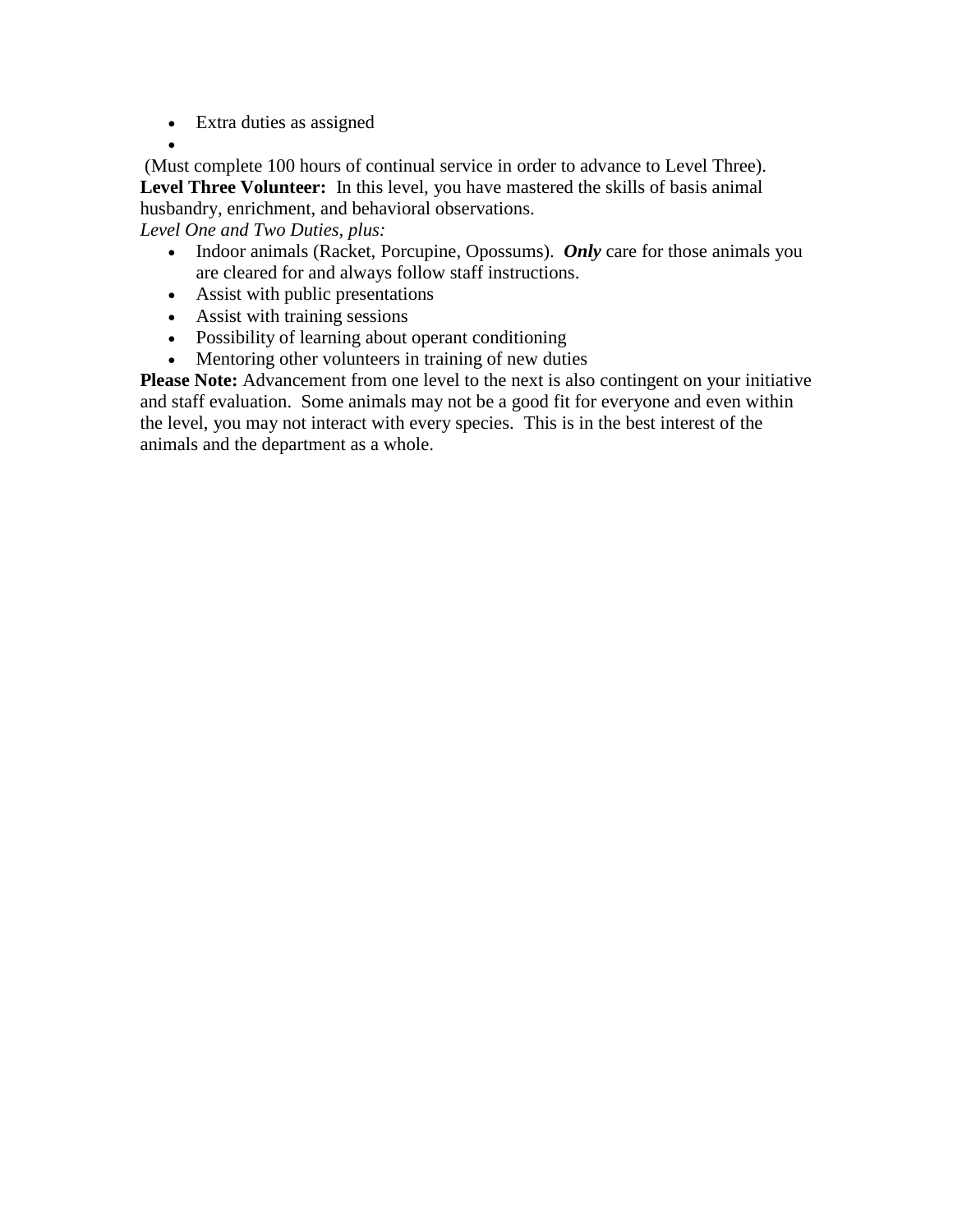- Extra duties as assigned
-

(Must complete 100 hours of continual service in order to advance to Level Three).

**Level Three Volunteer:** In this level, you have mastered the skills of basis animal husbandry, enrichment, and behavioral observations.

*Level One and Two Duties, plus:*

- Indoor animals (Racket, Porcupine, Opossums). ***Only*** care for those animals you are cleared for and always follow staff instructions.
- Assist with public presentations
- Assist with training sessions
- Possibility of learning about operant conditioning
- Mentoring other volunteers in training of new duties

**Please Note:** Advancement from one level to the next is also contingent on your initiative and staff evaluation. Some animals may not be a good fit for everyone and even within the level, you may not interact with every species. This is in the best interest of the animals and the department as a whole.